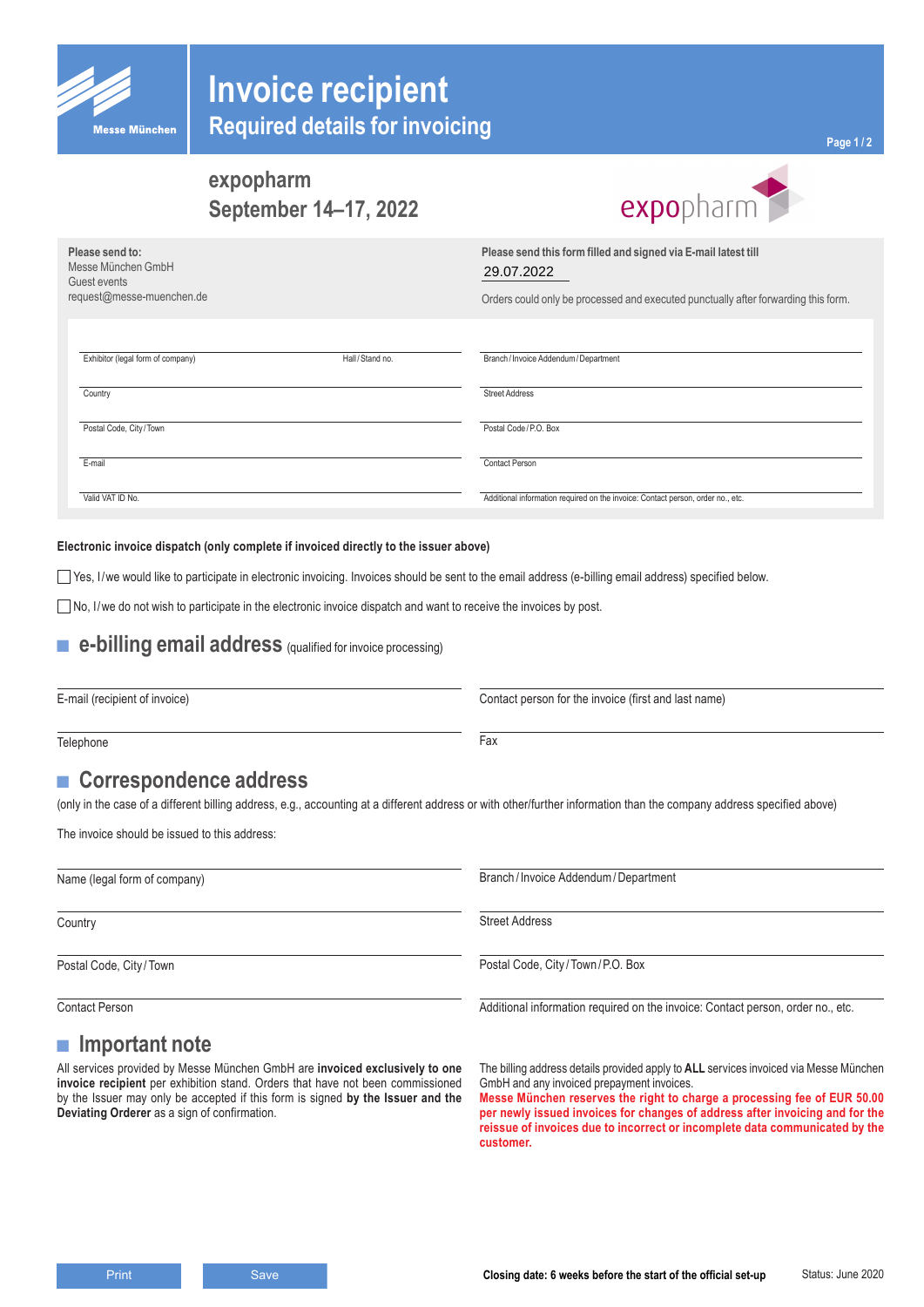# Invoice recipient

## Required details for invoicing

**expopharm**
**September 14–17, 2022**

expopharm

**Please send to:**
Messe München GmbH
Guest events
request@messe-muenchen.de

**Please send this form filled and signed via E-mail latest till**
29.07.2022

Orders could only be processed and executed punctually after forwarding this form.

| | |
|---|---|
| Exhibitor (legal form of company) / Hall / Stand no. | Branch / Invoice Addendum / Department |
| Country | Street Address |
| Postal Code, City / Town | Postal Code / P.O. Box |
| E-mail | Contact Person |
| Valid VAT ID No. | Additional information required on the invoice: Contact person, order no., etc. |

**Electronic invoice dispatch (only complete if invoiced directly to the issuer above)**

☐ Yes, I/we would like to participate in electronic invoicing. Invoices should be sent to the email address (e-billing email address) specified below.

☐ No, I/we do not wish to participate in the electronic invoice dispatch and want to receive the invoices by post.

## e-billing email address (qualified for invoice processing)

| | |
|---|---|
| E-mail (recipient of invoice) | Contact person for the invoice (first and last name) |
| Telephone | Fax |

## Correspondence address

(only in the case of a different billing address, e.g., accounting at a different address or with other/further information than the company address specified above)

The invoice should be issued to this address:

| | |
|---|---|
| Name (legal form of company) | Branch / Invoice Addendum / Department |
| Country | Street Address |
| Postal Code, City / Town | Postal Code, City / Town / P.O. Box |
| Contact Person | Additional information required on the invoice: Contact person, order no., etc. |

## Important note

All services provided by Messe München GmbH are **invoiced exclusively to one invoice recipient** per exhibition stand. Orders that have not been commissioned by the Issuer may only be accepted if this form is signed **by the Issuer and the Deviating Orderer** as a sign of confirmation.

The billing address details provided apply to **ALL** services invoiced via Messe München GmbH and any invoiced prepayment invoices.
**Messe München reserves the right to charge a processing fee of EUR 50.00 per newly issued invoices for changes of address after invoicing and for the reissue of invoices due to incorrect or incomplete data communicated by the customer.**

Print | Save

**Closing date: 6 weeks before the start of the official set-up**

Status: June 2020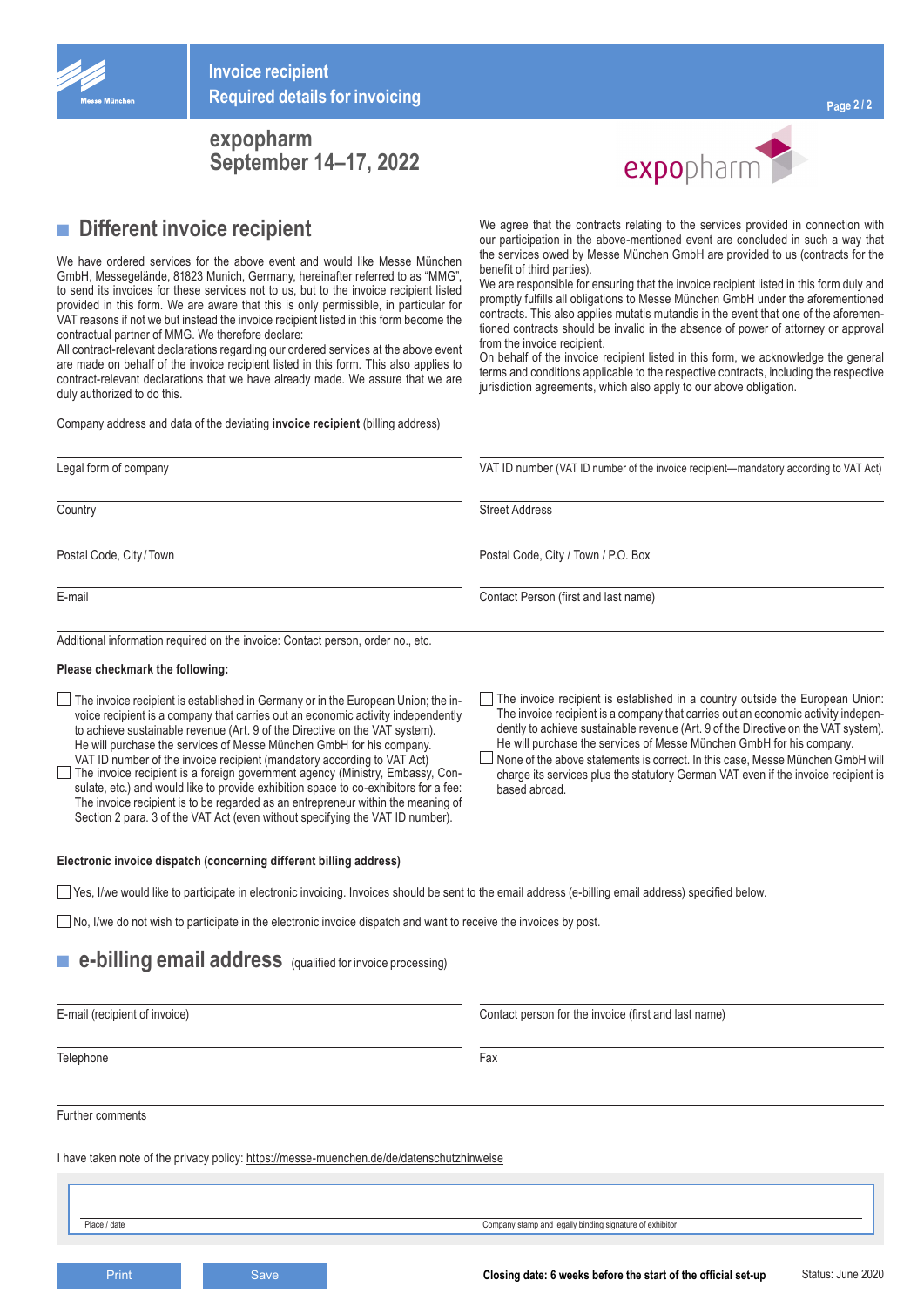# Invoice recipient
## Required details for invoicing

**expopharm**
**September 14–17, 2022**

## Different invoice recipient

We have ordered services for the above event and would like Messe München GmbH, Messegelände, 81823 Munich, Germany, hereinafter referred to as "MMG", to send its invoices for these services not to us, but to the invoice recipient listed provided in this form. We are aware that this is only permissible, in particular for VAT reasons if not we but instead the invoice recipient listed in this form become the contractual partner of MMG. We therefore declare:
All contract-relevant declarations regarding our ordered services at the above event are made on behalf of the invoice recipient listed in this form. This also applies to contract-relevant declarations that we have already made. We assure that we are duly authorized to do this.

We agree that the contracts relating to the services provided in connection with our participation in the above-mentioned event are concluded in such a way that the services owed by Messe München GmbH are provided to us (contracts for the benefit of third parties).
We are responsible for ensuring that the invoice recipient listed in this form duly and promptly fulfills all obligations to Messe München GmbH under the aforementioned contracts. This also applies mutatis mutandis in the event that one of the aforementioned contracts should be invalid in the absence of power of attorney or approval from the invoice recipient.
On behalf of the invoice recipient listed in this form, we acknowledge the general terms and conditions applicable to the respective contracts, including the respective jurisdiction agreements, which also apply to our above obligation.

Company address and data of the deviating **invoice recipient** (billing address)

Legal form of company

VAT ID number (VAT ID number of the invoice recipient—mandatory according to VAT Act)

Country

Street Address

Postal Code, City / Town

Postal Code, City / Town / P.O. Box

E-mail

Contact Person (first and last name)

Additional information required on the invoice: Contact person, order no., etc.

**Please checkmark the following:**

☐ The invoice recipient is established in Germany or in the European Union; the invoice recipient is a company that carries out an economic activity independently to achieve sustainable revenue (Art. 9 of the Directive on the VAT system). He will purchase the services of Messe München GmbH for his company. VAT ID number of the invoice recipient (mandatory according to VAT Act)

☐ The invoice recipient is a foreign government agency (Ministry, Embassy, Consulate, etc.) and would like to provide exhibition space to co-exhibitors for a fee: The invoice recipient is to be regarded as an entrepreneur within the meaning of Section 2 para. 3 of the VAT Act (even without specifying the VAT ID number).

☐ The invoice recipient is established in a country outside the European Union: The invoice recipient is a company that carries out an economic activity independently to achieve sustainable revenue (Art. 9 of the Directive on the VAT system). He will purchase the services of Messe München GmbH for his company.

☐ None of the above statements is correct. In this case, Messe München GmbH will charge its services plus the statutory German VAT even if the invoice recipient is based abroad.

**Electronic invoice dispatch (concerning different billing address)**

☐ Yes, I/we would like to participate in electronic invoicing. Invoices should be sent to the email address (e-billing email address) specified below.

☐ No, I/we do not wish to participate in the electronic invoice dispatch and want to receive the invoices by post.

## e-billing email address (qualified for invoice processing)

E-mail (recipient of invoice)

Contact person for the invoice (first and last name)

Telephone

Fax

Further comments

I have taken note of the privacy policy: https://messe-muenchen.de/de/datenschutzhinweise

Place / date

Company stamp and legally binding signature of exhibitor

Print    Save

**Closing date: 6 weeks before the start of the official set-up**

Status: June 2020